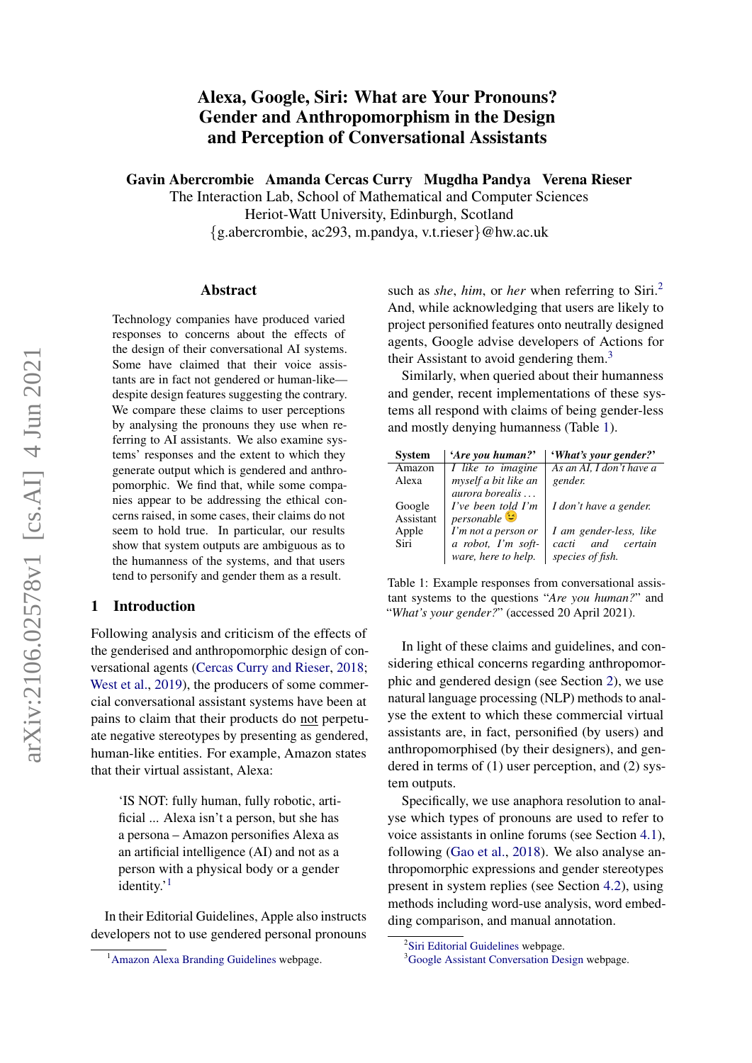# Alexa, Google, Siri: What are Your Pronouns? Gender and Anthropomorphism in the Design and Perception of Conversational Assistants

**Gavin Abercrombie   Amanda Cercas Curry   Mugdha Pandya   Verena Rieser**

The Interaction Lab, School of Mathematical and Computer Sciences
Heriot-Watt University, Edinburgh, Scotland
{g.abercrombie, ac293, m.pandya, v.t.rieser}@hw.ac.uk

## Abstract

Technology companies have produced varied responses to concerns about the effects of the design of their conversational AI systems. Some have claimed that their voice assistants are in fact not gendered or human-like—despite design features suggesting the contrary. We compare these claims to user perceptions by analysing the pronouns they use when referring to AI assistants. We also examine systems' responses and the extent to which they generate output which is gendered and anthropomorphic. We find that, while some companies appear to be addressing the ethical concerns raised, in some cases, their claims do not seem to hold true. In particular, our results show that system outputs are ambiguous as to the humanness of the systems, and that users tend to personify and gender them as a result.

## 1 Introduction

Following analysis and criticism of the effects of the genderised and anthropomorphic design of conversational agents (Cercas Curry and Rieser, 2018; West et al., 2019), the producers of some commercial conversational assistant systems have been at pains to claim that their products do not perpetuate negative stereotypes by presenting as gendered, human-like entities. For example, Amazon states that their virtual assistant, Alexa:

> 'IS NOT: fully human, fully robotic, artificial ... Alexa isn't a person, but she has a persona – Amazon personifies Alexa as an artificial intelligence (AI) and not as a person with a physical body or a gender identity.'[1]

In their Editorial Guidelines, Apple also instructs developers not to use gendered personal pronouns such as *she*, *him*, or *her* when referring to Siri.[2] And, while acknowledging that users are likely to project personified features onto neutrally designed agents, Google advise developers of Actions for their Assistant to avoid gendering them.[3]

Similarly, when queried about their humanness and gender, recent implementations of these systems all respond with claims of being gender-less and mostly denying humanness (Table 1).

| System | *'Are you human?'* | *'What's your gender?'* |
|---|---|---|
| Amazon Alexa | *I like to imagine myself a bit like an aurora borealis ...* | *As an AI, I don't have a gender.* |
| Google Assistant | *I've been told I'm personable* 😉 | *I don't have a gender.* |
| Apple Siri | *I'm not a person or a robot, I'm software, here to help.* | *I am gender-less, like cacti and certain species of fish.* |

Table 1: Example responses from conversational assistant systems to the questions "*Are you human?*" and "*What's your gender?*" (accessed 20 April 2021).

In light of these claims and guidelines, and considering ethical concerns regarding anthropomorphic and gendered design (see Section 2), we use natural language processing (NLP) methods to analyse the extent to which these commercial virtual assistants are, in fact, personified (by users) and anthropomorphised (by their designers), and gendered in terms of (1) user perception, and (2) system outputs.

Specifically, we use anaphora resolution to analyse which types of pronouns are used to refer to voice assistants in online forums (see Section 4.1), following (Gao et al., 2018). We also analyse anthropomorphic expressions and gender stereotypes present in system replies (see Section 4.2), using methods including word-use analysis, word embedding comparison, and manual annotation.

[1] Amazon Alexa Branding Guidelines webpage.

[2] Siri Editorial Guidelines webpage.

[3] Google Assistant Conversation Design webpage.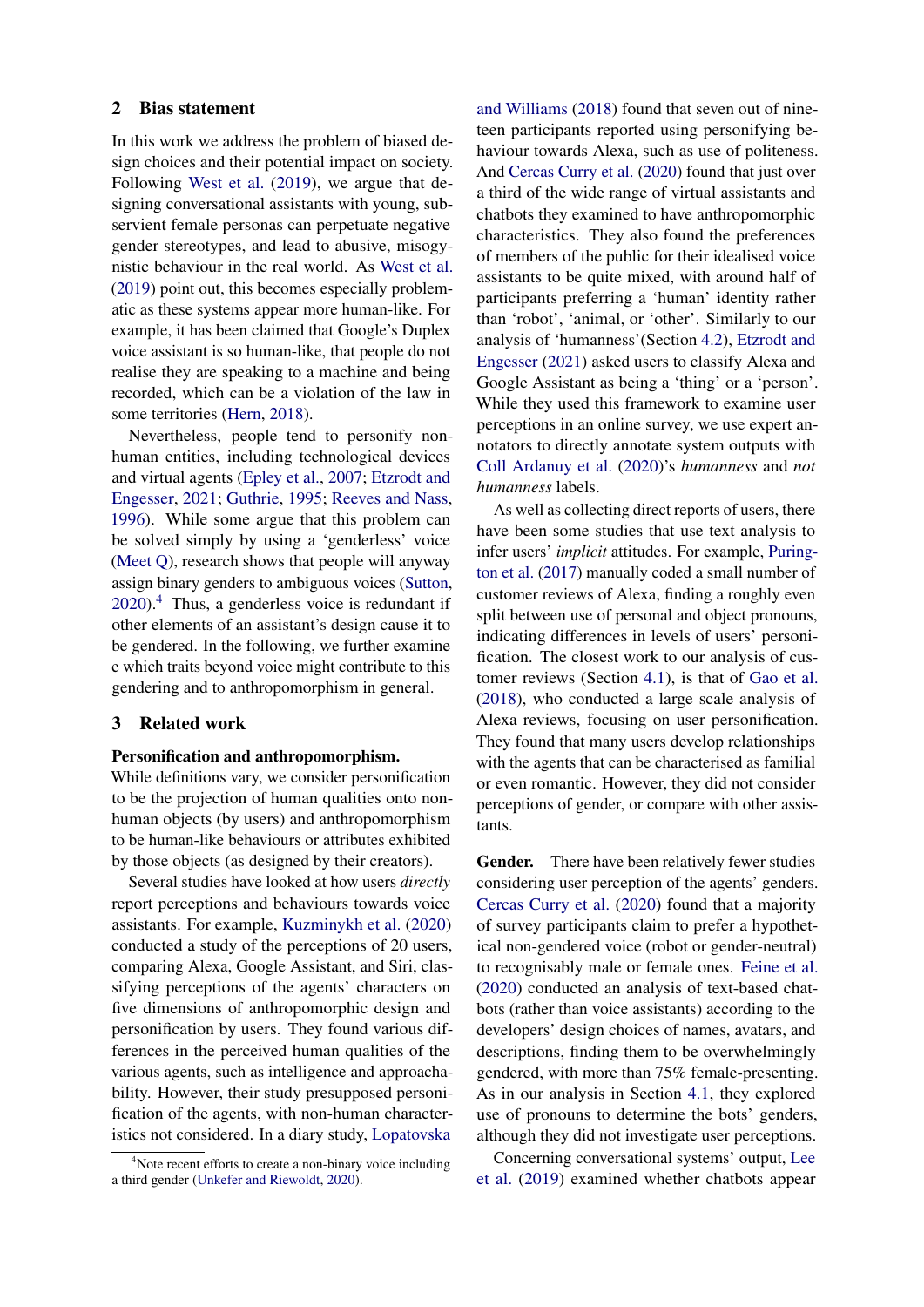## 2 Bias statement

In this work we address the problem of biased design choices and their potential impact on society. Following West et al. (2019), we argue that designing conversational assistants with young, subservient female personas can perpetuate negative gender stereotypes, and lead to abusive, misogynistic behaviour in the real world. As West et al. (2019) point out, this becomes especially problematic as these systems appear more human-like. For example, it has been claimed that Google's Duplex voice assistant is so human-like, that people do not realise they are speaking to a machine and being recorded, which can be a violation of the law in some territories (Hern, 2018).

Nevertheless, people tend to personify non-human entities, including technological devices and virtual agents (Epley et al., 2007; Etzrodt and Engesser, 2021; Guthrie, 1995; Reeves and Nass, 1996). While some argue that this problem can be solved simply by using a 'genderless' voice (Meet Q), research shows that people will anyway assign binary genders to ambiguous voices (Sutton, 2020).[4] Thus, a genderless voice is redundant if other elements of an assistant's design cause it to be gendered. In the following, we further examine e which traits beyond voice might contribute to this gendering and to anthropomorphism in general.

## 3 Related work

**Personification and anthropomorphism.**
While definitions vary, we consider personification to be the projection of human qualities onto non-human objects (by users) and anthropomorphism to be human-like behaviours or attributes exhibited by those objects (as designed by their creators).

Several studies have looked at how users *directly* report perceptions and behaviours towards voice assistants. For example, Kuzminykh et al. (2020) conducted a study of the perceptions of 20 users, comparing Alexa, Google Assistant, and Siri, classifying perceptions of the agents' characters on five dimensions of anthropomorphic design and personification by users. They found various differences in the perceived human qualities of the various agents, such as intelligence and approachability. However, their study presupposed personification of the agents, with non-human characteristics not considered. In a diary study, Lopatovska and Williams (2018) found that seven out of nineteen participants reported using personifying behaviour towards Alexa, such as use of politeness. And Cercas Curry et al. (2020) found that just over a third of the wide range of virtual assistants and chatbots they examined to have anthropomorphic characteristics. They also found the preferences of members of the public for their idealised voice assistants to be quite mixed, with around half of participants preferring a 'human' identity rather than 'robot', 'animal, or 'other'. Similarly to our analysis of 'humanness'(Section 4.2), Etzrodt and Engesser (2021) asked users to classify Alexa and Google Assistant as being a 'thing' or a 'person'. While they used this framework to examine user perceptions in an online survey, we use expert annotators to directly annotate system outputs with Coll Ardanuy et al. (2020)'s *humanness* and *not humanness* labels.

As well as collecting direct reports of users, there have been some studies that use text analysis to infer users' *implicit* attitudes. For example, Purington et al. (2017) manually coded a small number of customer reviews of Alexa, finding a roughly even split between use of personal and object pronouns, indicating differences in levels of users' personification. The closest work to our analysis of customer reviews (Section 4.1), is that of Gao et al. (2018), who conducted a large scale analysis of Alexa reviews, focusing on user personification. They found that many users develop relationships with the agents that can be characterised as familial or even romantic. However, they did not consider perceptions of gender, or compare with other assistants.

**Gender.** There have been relatively fewer studies considering user perception of the agents' genders. Cercas Curry et al. (2020) found that a majority of survey participants claim to prefer a hypothetical non-gendered voice (robot or gender-neutral) to recognisably male or female ones. Feine et al. (2020) conducted an analysis of text-based chatbots (rather than voice assistants) according to the developers' design choices of names, avatars, and descriptions, finding them to be overwhelmingly gendered, with more than 75% female-presenting. As in our analysis in Section 4.1, they explored use of pronouns to determine the bots' genders, although they did not investigate user perceptions.

Concerning conversational systems' output, Lee et al. (2019) examined whether chatbots appear

[4] Note recent efforts to create a non-binary voice including a third gender (Unkefer and Riewoldt, 2020).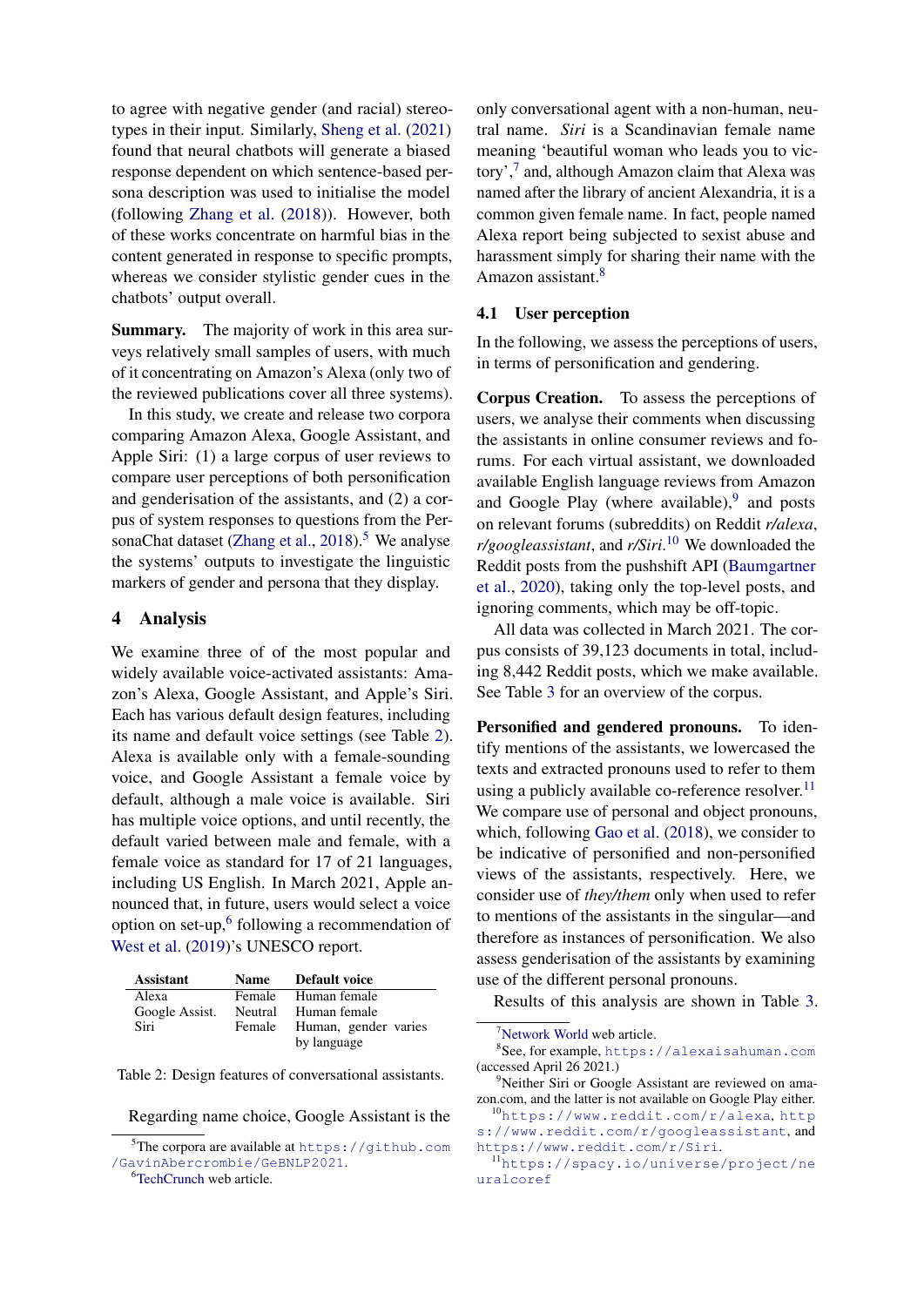to agree with negative gender (and racial) stereotypes in their input. Similarly, Sheng et al. (2021) found that neural chatbots will generate a biased response dependent on which sentence-based persona description was used to initialise the model (following Zhang et al. (2018)). However, both of these works concentrate on harmful bias in the content generated in response to specific prompts, whereas we consider stylistic gender cues in the chatbots' output overall.

**Summary.** The majority of work in this area surveys relatively small samples of users, with much of it concentrating on Amazon's Alexa (only two of the reviewed publications cover all three systems).

In this study, we create and release two corpora comparing Amazon Alexa, Google Assistant, and Apple Siri: (1) a large corpus of user reviews to compare user perceptions of both personification and genderisation of the assistants, and (2) a corpus of system responses to questions from the PersonaChat dataset (Zhang et al., 2018).[5] We analyse the systems' outputs to investigate the linguistic markers of gender and persona that they display.

## 4 Analysis

We examine three of of the most popular and widely available voice-activated assistants: Amazon's Alexa, Google Assistant, and Apple's Siri. Each has various default design features, including its name and default voice settings (see Table 2). Alexa is available only with a female-sounding voice, and Google Assistant a female voice by default, although a male voice is available. Siri has multiple voice options, and until recently, the default varied between male and female, with a female voice as standard for 17 of 21 languages, including US English. In March 2021, Apple announced that, in future, users would select a voice option on set-up,[6] following a recommendation of West et al. (2019)'s UNESCO report.

| Assistant | Name | Default voice |
|---|---|---|
| Alexa | Female | Human female |
| Google Assist. | Neutral | Human female |
| Siri | Female | Human, gender varies by language |

Table 2: Design features of conversational assistants.

Regarding name choice, Google Assistant is the only conversational agent with a non-human, neutral name. *Siri* is a Scandinavian female name meaning 'beautiful woman who leads you to victory',[7] and, although Amazon claim that Alexa was named after the library of ancient Alexandria, it is a common given female name. In fact, people named Alexa report being subjected to sexist abuse and harassment simply for sharing their name with the Amazon assistant.[8]

### 4.1 User perception

In the following, we assess the perceptions of users, in terms of personification and gendering.

**Corpus Creation.** To assess the perceptions of users, we analyse their comments when discussing the assistants in online consumer reviews and forums. For each virtual assistant, we downloaded available English language reviews from Amazon and Google Play (where available),[9] and posts on relevant forums (subreddits) on Reddit ***r/alexa***, ***r/googleassistant***, and ***r/Siri***.[10] We downloaded the Reddit posts from the pushshift API (Baumgartner et al., 2020), taking only the top-level posts, and ignoring comments, which may be off-topic.

All data was collected in March 2021. The corpus consists of 39,123 documents in total, including 8,442 Reddit posts, which we make available. See Table 3 for an overview of the corpus.

**Personified and gendered pronouns.** To identify mentions of the assistants, we lowercased the texts and extracted pronouns used to refer to them using a publicly available co-reference resolver.[11] We compare use of personal and object pronouns, which, following Gao et al. (2018), we consider to be indicative of personified and non-personified views of the assistants, respectively. Here, we consider use of *they/them* only when used to refer to mentions of the assistants in the singular—and therefore as instances of personification. We also assess genderisation of the assistants by examining use of the different personal pronouns.

Results of this analysis are shown in Table 3.

[5] The corpora are available at https://github.com/GavinAbercrombie/GeBNLP2021.

[6] TechCrunch web article.

[7] Network World web article.

[8] See, for example, https://alexaisahuman.com (accessed April 26 2021.)

[9] Neither Siri or Google Assistant are reviewed on amazon.com, and the latter is not available on Google Play either.

[10] https://www.reddit.com/r/alexa, https://www.reddit.com/r/googleassistant, and https://www.reddit.com/r/Siri.

[11] https://spacy.io/universe/project/neuralcoref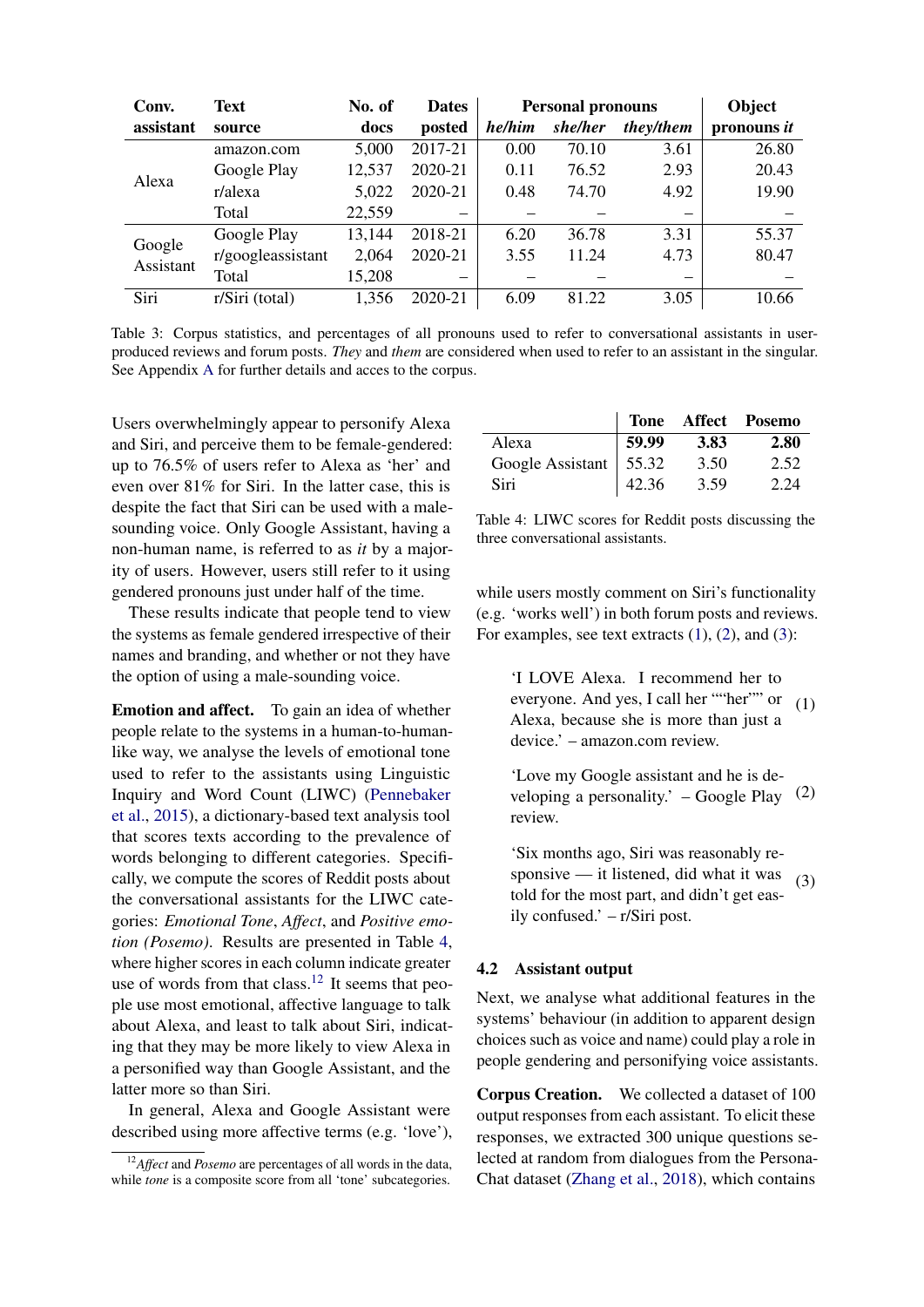| Conv. assistant | Text source | No. of docs | Dates posted | Personal pronouns | | | Object pronouns *it* |
|---|---|---|---|---|---|---|---|
| | | | | *he/him* | *she/her* | *they/them* | |
| Alexa | amazon.com | 5,000 | 2017-21 | 0.00 | 70.10 | 3.61 | 26.80 |
| | Google Play | 12,537 | 2020-21 | 0.11 | 76.52 | 2.93 | 20.43 |
| | r/alexa | 5,022 | 2020-21 | 0.48 | 74.70 | 4.92 | 19.90 |
| | Total | 22,559 | – | – | – | – | – |
| Google Assistant | Google Play | 13,144 | 2018-21 | 6.20 | 36.78 | 3.31 | 55.37 |
| | r/googleassistant | 2,064 | 2020-21 | 3.55 | 11.24 | 4.73 | 80.47 |
| | Total | 15,208 | – | – | – | – | – |
| Siri | r/Siri (total) | 1,356 | 2020-21 | 6.09 | 81.22 | 3.05 | 10.66 |

Table 3: Corpus statistics, and percentages of all pronouns used to refer to conversational assistants in user-produced reviews and forum posts. *They* and *them* are considered when used to refer to an assistant in the singular. See Appendix A for further details and acces to the corpus.

Users overwhelmingly appear to personify Alexa and Siri, and perceive them to be female-gendered: up to 76.5% of users refer to Alexa as 'her' and even over 81% for Siri. In the latter case, this is despite the fact that Siri can be used with a male-sounding voice. Only Google Assistant, having a non-human name, is referred to as *it* by a majority of users. However, users still refer to it using gendered pronouns just under half of the time.

These results indicate that people tend to view the systems as female gendered irrespective of their names and branding, and whether or not they have the option of using a male-sounding voice.

**Emotion and affect.** To gain an idea of whether people relate to the systems in a human-to-human-like way, we analyse the levels of emotional tone used to refer to the assistants using Linguistic Inquiry and Word Count (LIWC) (Pennebaker et al., 2015), a dictionary-based text analysis tool that scores texts according to the prevalence of words belonging to different categories. Specifically, we compute the scores of Reddit posts about the conversational assistants for the LIWC categories: *Emotional Tone*, *Affect*, and *Positive emotion (Posemo)*. Results are presented in Table 4, where higher scores in each column indicate greater use of words from that class.[12] It seems that people use most emotional, affective language to talk about Alexa, and least to talk about Siri, indicating that they may be more likely to view Alexa in a personified way than Google Assistant, and the latter more so than Siri.

In general, Alexa and Google Assistant were described using more affective terms (e.g. 'love'), while users mostly comment on Siri's functionality (e.g. 'works well') in both forum posts and reviews. For examples, see text extracts (1), (2), and (3):

| | Tone | Affect | Posemo |
|---|---|---|---|
| Alexa | **59.99** | **3.83** | **2.80** |
| Google Assistant | 55.32 | 3.50 | 2.52 |
| Siri | 42.36 | 3.59 | 2.24 |

Table 4: LIWC scores for Reddit posts discussing the three conversational assistants.

> 'I LOVE Alexa. I recommend her to everyone. And yes, I call her ""her"" or Alexa, because she is more than just a device.' – amazon.com review. (1)

> 'Love my Google assistant and he is developing a personality.' – Google Play review. (2)

> 'Six months ago, Siri was reasonably responsive — it listened, did what it was told for the most part, and didn't get easily confused.' – r/Siri post. (3)

### 4.2 Assistant output

Next, we analyse what additional features in the systems' behaviour (in addition to apparent design choices such as voice and name) could play a role in people gendering and personifying voice assistants.

**Corpus Creation.** We collected a dataset of 100 output responses from each assistant. To elicit these responses, we extracted 300 unique questions selected at random from dialogues from the Persona-Chat dataset (Zhang et al., 2018), which contains

[12] *Affect* and *Posemo* are percentages of all words in the data, while *tone* is a composite score from all 'tone' subcategories.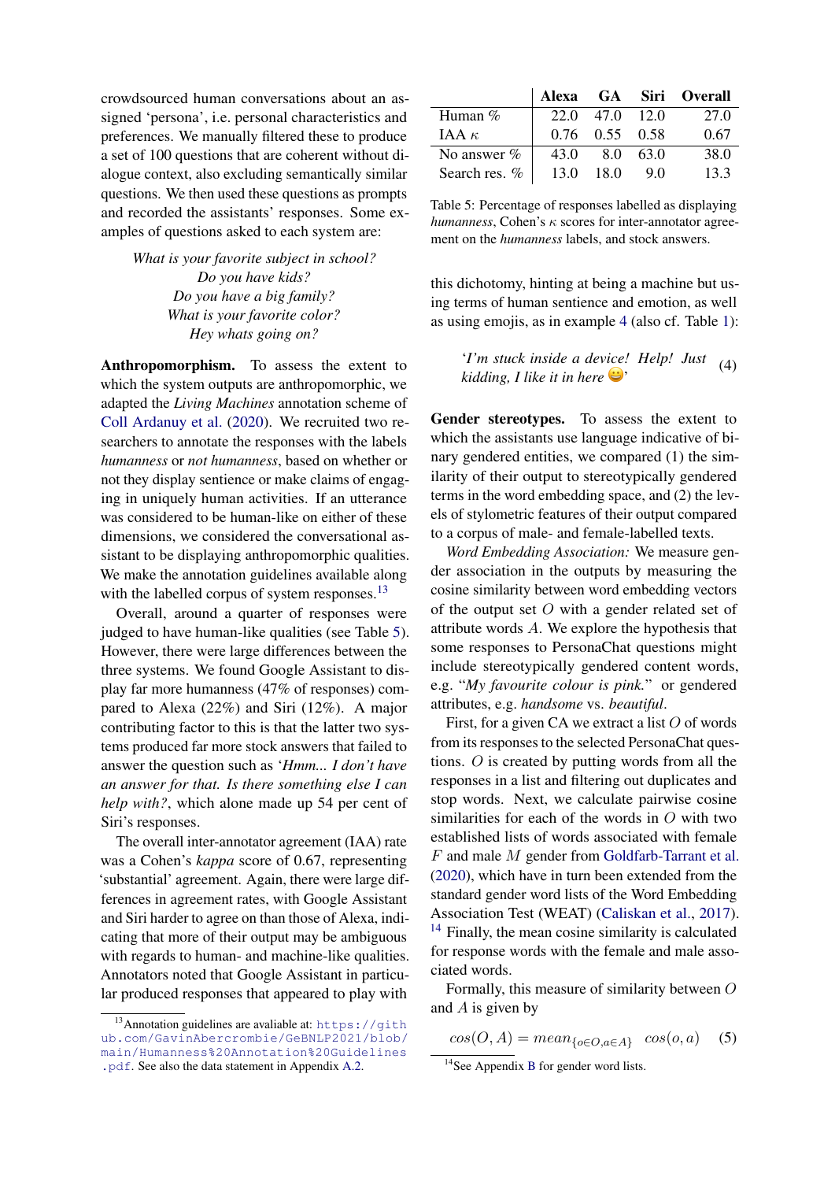crowdsourced human conversations about an assigned 'persona', i.e. personal characteristics and preferences. We manually filtered these to produce a set of 100 questions that are coherent without dialogue context, also excluding semantically similar questions. We then used these questions as prompts and recorded the assistants' responses. Some examples of questions asked to each system are:

*What is your favorite subject in school?*
*Do you have kids?*
*Do you have a big family?*
*What is your favorite color?*
*Hey whats going on?*

**Anthropomorphism.** To assess the extent to which the system outputs are anthropomorphic, we adapted the *Living Machines* annotation scheme of Coll Ardanuy et al. (2020). We recruited two researchers to annotate the responses with the labels *humanness* or *not humanness*, based on whether or not they display sentience or make claims of engaging in uniquely human activities. If an utterance was considered to be human-like on either of these dimensions, we considered the conversational assistant to be displaying anthropomorphic qualities. We make the annotation guidelines available along with the labelled corpus of system responses.[13]

Overall, around a quarter of responses were judged to have human-like qualities (see Table 5). However, there were large differences between the three systems. We found Google Assistant to display far more humanness (47% of responses) compared to Alexa (22%) and Siri (12%). A major contributing factor to this is that the latter two systems produced far more stock answers that failed to answer the question such as '*Hmm... I don't have an answer for that. Is there something else I can help with?*, which alone made up 54 per cent of Siri's responses.

The overall inter-annotator agreement (IAA) rate was a Cohen's *kappa* score of 0.67, representing 'substantial' agreement. Again, there were large differences in agreement rates, with Google Assistant and Siri harder to agree on than those of Alexa, indicating that more of their output may be ambiguous with regards to human- and machine-like qualities. Annotators noted that Google Assistant in particular produced responses that appeared to play with this dichotomy, hinting at being a machine but using terms of human sentience and emotion, as well as using emojis, as in example 4 (also cf. Table 1):

| | Alexa | GA | Siri | Overall |
|---|---|---|---|---|
| Human % | 22.0 | 47.0 | 12.0 | 27.0 |
| IAA $\kappa$ | 0.76 | 0.55 | 0.58 | 0.67 |
| No answer % | 43.0 | 8.0 | 63.0 | 38.0 |
| Search res. % | 13.0 | 18.0 | 9.0 | 13.3 |

Table 5: Percentage of responses labelled as displaying *humanness*, Cohen's $\kappa$ scores for inter-annotator agreement on the *humanness* labels, and stock answers.

> '*I'm stuck inside a device! Help! Just kidding, I like it in here* 😀' (4)

**Gender stereotypes.** To assess the extent to which the assistants use language indicative of binary gendered entities, we compared (1) the similarity of their output to stereotypically gendered terms in the word embedding space, and (2) the levels of stylometric features of their output compared to a corpus of male- and female-labelled texts.

*Word Embedding Association:* We measure gender association in the outputs by measuring the cosine similarity between word embedding vectors of the output set $O$ with a gender related set of attribute words $A$. We explore the hypothesis that some responses to PersonaChat questions might include stereotypically gendered content words, e.g. "*My favourite colour is pink.*" or gendered attributes, e.g. *handsome* vs. *beautiful*.

First, for a given CA we extract a list $O$ of words from its responses to the selected PersonaChat questions. $O$ is created by putting words from all the responses in a list and filtering out duplicates and stop words. Next, we calculate pairwise cosine similarities for each of the words in $O$ with two established lists of words associated with female $F$ and male $M$ gender from Goldfarb-Tarrant et al. (2020), which have in turn been extended from the standard gender word lists of the Word Embedding Association Test (WEAT) (Caliskan et al., 2017).[14] Finally, the mean cosine similarity is calculated for response words with the female and male associated words.

Formally, this measure of similarity between $O$ and $A$ is given by

$$cos(O, A) = mean_{\{o \in O, a \in A\}} \ cos(o, a) \quad (5)$$

[13] Annotation guidelines are avaliable at: https://github.com/GavinAbercrombie/GeBNLP2021/blob/main/Humanness%20Annotation%20Guidelines.pdf. See also the data statement in Appendix A.2.

[14] See Appendix B for gender word lists.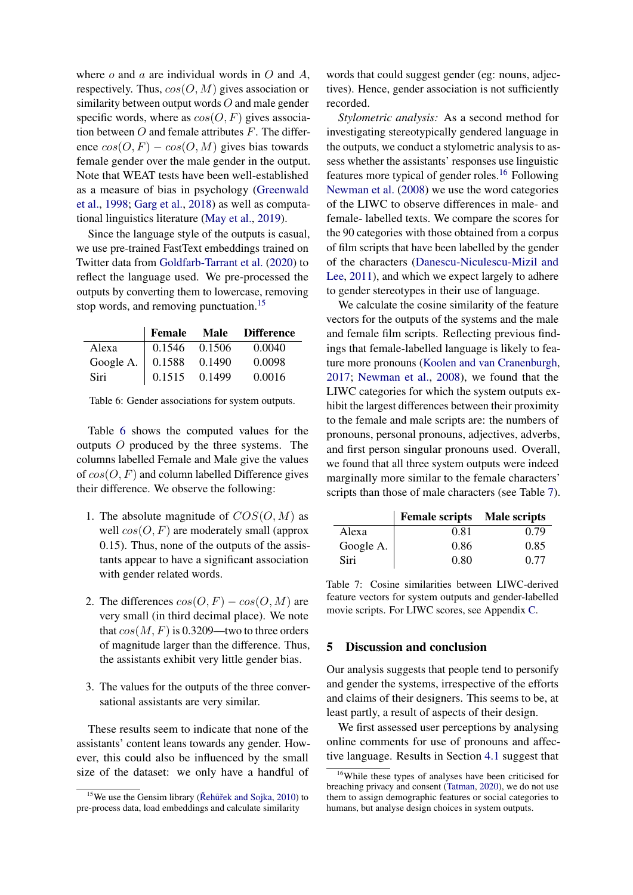where $o$ and $a$ are individual words in $O$ and $A$, respectively. Thus, $cos(O, M)$ gives association or similarity between output words $O$ and male gender specific words, where as $cos(O, F)$ gives association between $O$ and female attributes $F$. The difference $cos(O, F) - cos(O, M)$ gives bias towards female gender over the male gender in the output. Note that WEAT tests have been well-established as a measure of bias in psychology (Greenwald et al., 1998; Garg et al., 2018) as well as computational linguistics literature (May et al., 2019).

Since the language style of the outputs is casual, we use pre-trained FastText embeddings trained on Twitter data from Goldfarb-Tarrant et al. (2020) to reflect the language used. We pre-processed the outputs by converting them to lowercase, removing stop words, and removing punctuation.[15]

| | Female | Male | Difference |
|---|---|---|---|
| Alexa | 0.1546 | 0.1506 | 0.0040 |
| Google A. | 0.1588 | 0.1490 | 0.0098 |
| Siri | 0.1515 | 0.1499 | 0.0016 |

Table 6: Gender associations for system outputs.

Table 6 shows the computed values for the outputs $O$ produced by the three systems. The columns labelled Female and Male give the values of $cos(O, F)$ and column labelled Difference gives their difference. We observe the following:

1. The absolute magnitude of $COS(O, M)$ as well $cos(O, F)$ are moderately small (approx 0.15). Thus, none of the outputs of the assistants appear to have a significant association with gender related words.

2. The differences $cos(O, F) - cos(O, M)$ are very small (in third decimal place). We note that $cos(M, F)$ is 0.3209—two to three orders of magnitude larger than the difference. Thus, the assistants exhibit very little gender bias.

3. The values for the outputs of the three conversational assistants are very similar.

These results seem to indicate that none of the assistants' content leans towards any gender. However, this could also be influenced by the small size of the dataset: we only have a handful of words that could suggest gender (eg: nouns, adjectives). Hence, gender association is not sufficiently recorded.

*Stylometric analysis:* As a second method for investigating stereotypically gendered language in the outputs, we conduct a stylometric analysis to assess whether the assistants' responses use linguistic features more typical of gender roles.[16] Following Newman et al. (2008) we use the word categories of the LIWC to observe differences in male- and female- labelled texts. We compare the scores for the 90 categories with those obtained from a corpus of film scripts that have been labelled by the gender of the characters (Danescu-Niculescu-Mizil and Lee, 2011), and which we expect largely to adhere to gender stereotypes in their use of language.

We calculate the cosine similarity of the feature vectors for the outputs of the systems and the male and female film scripts. Reflecting previous findings that female-labelled language is likely to feature more pronouns (Koolen and van Cranenburgh, 2017; Newman et al., 2008), we found that the LIWC categories for which the system outputs exhibit the largest differences between their proximity to the female and male scripts are: the numbers of pronouns, personal pronouns, adjectives, adverbs, and first person singular pronouns used. Overall, we found that all three system outputs were indeed marginally more similar to the female characters' scripts than those of male characters (see Table 7).

| | Female scripts | Male scripts |
|---|---|---|
| Alexa | 0.81 | 0.79 |
| Google A. | 0.86 | 0.85 |
| Siri | 0.80 | 0.77 |

Table 7: Cosine similarities between LIWC-derived feature vectors for system outputs and gender-labelled movie scripts. For LIWC scores, see Appendix C.

## 5 Discussion and conclusion

Our analysis suggests that people tend to personify and gender the systems, irrespective of the efforts and claims of their designers. This seems to be, at least partly, a result of aspects of their design.

We first assessed user perceptions by analysing online comments for use of pronouns and affective language. Results in Section 4.1 suggest that

[15] We use the Gensim library (Řehůřek and Sojka, 2010) to pre-process data, load embeddings and calculate similarity

[16] While these types of analyses have been criticised for breaching privacy and consent (Tatman, 2020), we do not use them to assign demographic features or social categories to humans, but analyse design choices in system outputs.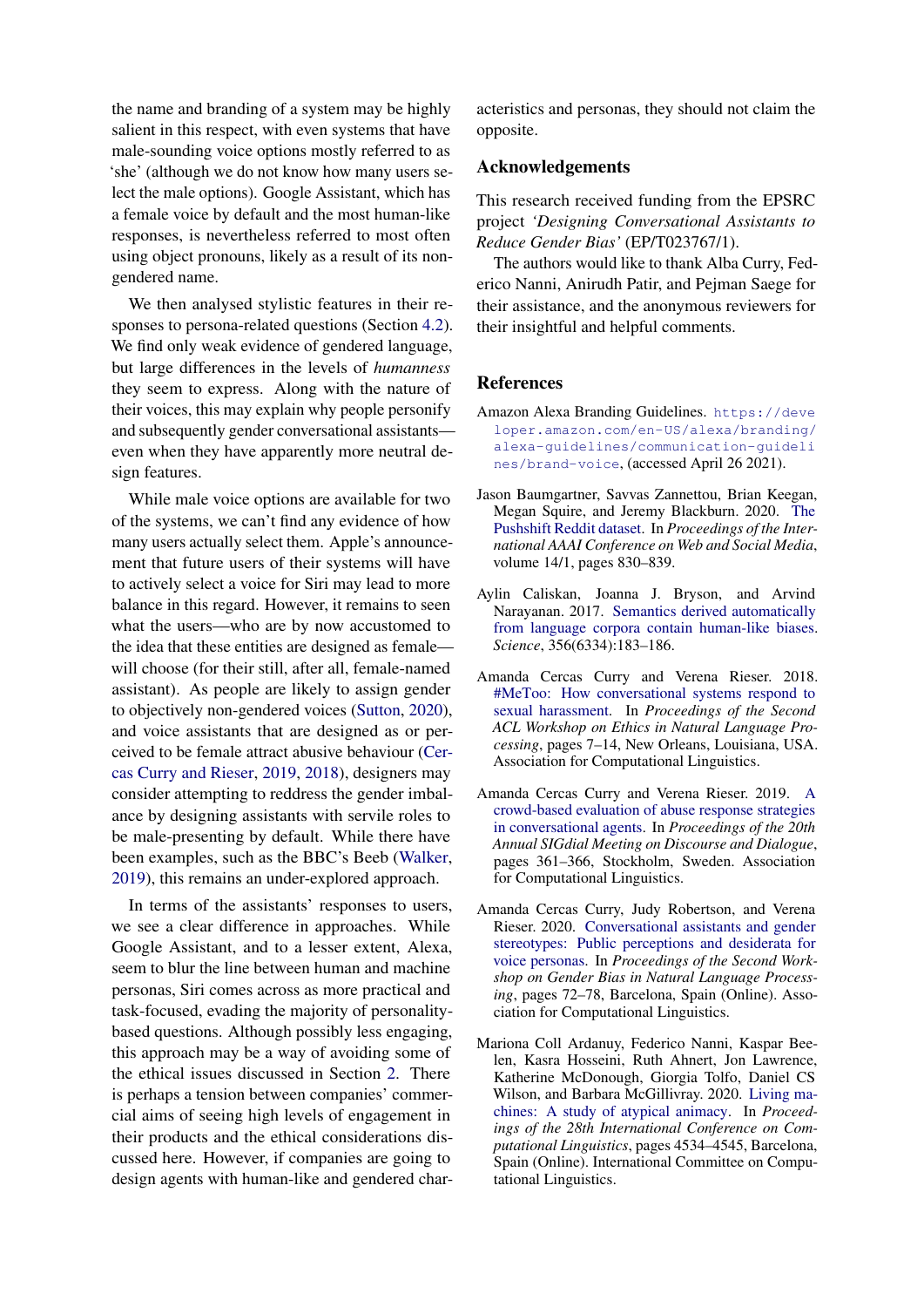the name and branding of a system may be highly salient in this respect, with even systems that have male-sounding voice options mostly referred to as 'she' (although we do not know how many users select the male options). Google Assistant, which has a female voice by default and the most human-like responses, is nevertheless referred to most often using object pronouns, likely as a result of its non-gendered name.

We then analysed stylistic features in their responses to persona-related questions (Section 4.2). We find only weak evidence of gendered language, but large differences in the levels of *humanness* they seem to express. Along with the nature of their voices, this may explain why people personify and subsequently gender conversational assistants—even when they have apparently more neutral design features.

While male voice options are available for two of the systems, we can't find any evidence of how many users actually select them. Apple's announcement that future users of their systems will have to actively select a voice for Siri may lead to more balance in this regard. However, it remains to seen what the users—who are by now accustomed to the idea that these entities are designed as female—will choose (for their still, after all, female-named assistant). As people are likely to assign gender to objectively non-gendered voices (Sutton, 2020), and voice assistants that are designed as or perceived to be female attract abusive behaviour (Cercas Curry and Rieser, 2019, 2018), designers may consider attempting to reddress the gender imbalance by designing assistants with servile roles to be male-presenting by default. While there have been examples, such as the BBC's Beeb (Walker, 2019), this remains an under-explored approach.

In terms of the assistants' responses to users, we see a clear difference in approaches. While Google Assistant, and to a lesser extent, Alexa, seem to blur the line between human and machine personas, Siri comes across as more practical and task-focused, evading the majority of personality-based questions. Although possibly less engaging, this approach may be a way of avoiding some of the ethical issues discussed in Section 2. There is perhaps a tension between companies' commercial aims of seeing high levels of engagement in their products and the ethical considerations discussed here. However, if companies are going to design agents with human-like and gendered characteristics and personas, they should not claim the opposite.

## Acknowledgements

This research received funding from the EPSRC project *'Designing Conversational Assistants to Reduce Gender Bias'* (EP/T023767/1).

The authors would like to thank Alba Curry, Federico Nanni, Anirudh Patir, and Pejman Saege for their assistance, and the anonymous reviewers for their insightful and helpful comments.

## References

Amazon Alexa Branding Guidelines. https://developer.amazon.com/en-US/alexa/branding/alexa-guidelines/communication-guidelines/brand-voice, (accessed April 26 2021).

Jason Baumgartner, Savvas Zannettou, Brian Keegan, Megan Squire, and Jeremy Blackburn. 2020. The Pushshift Reddit dataset. In *Proceedings of the International AAAI Conference on Web and Social Media*, volume 14/1, pages 830–839.

Aylin Caliskan, Joanna J. Bryson, and Arvind Narayanan. 2017. Semantics derived automatically from language corpora contain human-like biases. *Science*, 356(6334):183–186.

Amanda Cercas Curry and Verena Rieser. 2018. #MeToo: How conversational systems respond to sexual harassment. In *Proceedings of the Second ACL Workshop on Ethics in Natural Language Processing*, pages 7–14, New Orleans, Louisiana, USA. Association for Computational Linguistics.

Amanda Cercas Curry and Verena Rieser. 2019. A crowd-based evaluation of abuse response strategies in conversational agents. In *Proceedings of the 20th Annual SIGdial Meeting on Discourse and Dialogue*, pages 361–366, Stockholm, Sweden. Association for Computational Linguistics.

Amanda Cercas Curry, Judy Robertson, and Verena Rieser. 2020. Conversational assistants and gender stereotypes: Public perceptions and desiderata for voice personas. In *Proceedings of the Second Workshop on Gender Bias in Natural Language Processing*, pages 72–78, Barcelona, Spain (Online). Association for Computational Linguistics.

Mariona Coll Ardanuy, Federico Nanni, Kaspar Beelen, Kasra Hosseini, Ruth Ahnert, Jon Lawrence, Katherine McDonough, Giorgia Tolfo, Daniel CS Wilson, and Barbara McGillivray. 2020. Living machines: A study of atypical animacy. In *Proceedings of the 28th International Conference on Computational Linguistics*, pages 4534–4545, Barcelona, Spain (Online). International Committee on Computational Linguistics.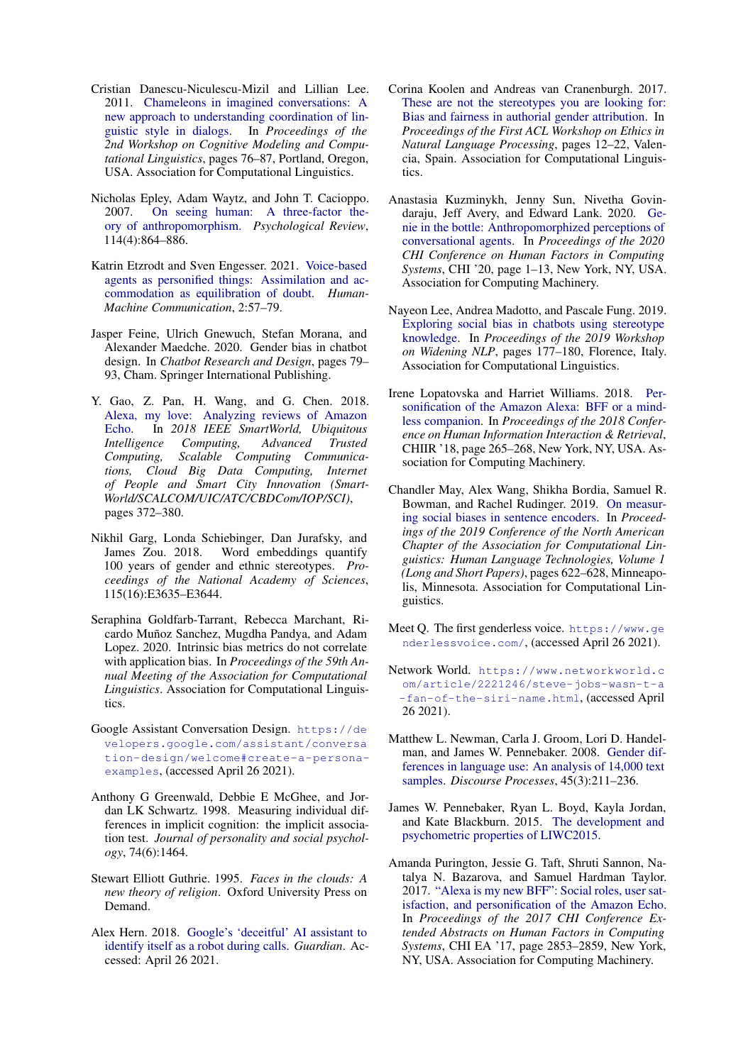Cristian Danescu-Niculescu-Mizil and Lillian Lee. 2011. Chameleons in imagined conversations: A new approach to understanding coordination of linguistic style in dialogs. In *Proceedings of the 2nd Workshop on Cognitive Modeling and Computational Linguistics*, pages 76–87, Portland, Oregon, USA. Association for Computational Linguistics.

Nicholas Epley, Adam Waytz, and John T. Cacioppo. 2007. On seeing human: A three-factor theory of anthropomorphism. *Psychological Review*, 114(4):864–886.

Katrin Etzrodt and Sven Engesser. 2021. Voice-based agents as personified things: Assimilation and accommodation as equilibration of doubt. *Human-Machine Communication*, 2:57–79.

Jasper Feine, Ulrich Gnewuch, Stefan Morana, and Alexander Maedche. 2020. Gender bias in chatbot design. In *Chatbot Research and Design*, pages 79–93, Cham. Springer International Publishing.

Y. Gao, Z. Pan, H. Wang, and G. Chen. 2018. Alexa, my love: Analyzing reviews of Amazon Echo. In *2018 IEEE SmartWorld, Ubiquitous Intelligence Computing, Advanced Trusted Computing, Scalable Computing Communications, Cloud Big Data Computing, Internet of People and Smart City Innovation (SmartWorld/SCALCOM/UIC/ATC/CBDCom/IOP/SCI)*, pages 372–380.

Nikhil Garg, Londa Schiebinger, Dan Jurafsky, and James Zou. 2018. Word embeddings quantify 100 years of gender and ethnic stereotypes. *Proceedings of the National Academy of Sciences*, 115(16):E3635–E3644.

Seraphina Goldfarb-Tarrant, Rebecca Marchant, Ricardo Muñoz Sanchez, Mugdha Pandya, and Adam Lopez. 2020. Intrinsic bias metrics do not correlate with application bias. In *Proceedings of the 59th Annual Meeting of the Association for Computational Linguistics*. Association for Computational Linguistics.

Google Assistant Conversation Design. https://developers.google.com/assistant/conversation-design/welcome#create-a-persona-examples, (accessed April 26 2021).

Anthony G Greenwald, Debbie E McGhee, and Jordan LK Schwartz. 1998. Measuring individual differences in implicit cognition: the implicit association test. *Journal of personality and social psychology*, 74(6):1464.

Stewart Elliott Guthrie. 1995. *Faces in the clouds: A new theory of religion*. Oxford University Press on Demand.

Alex Hern. 2018. Google's 'deceitful' AI assistant to identify itself as a robot during calls. *Guardian*. Accessed: April 26 2021.

Corina Koolen and Andreas van Cranenburgh. 2017. These are not the stereotypes you are looking for: Bias and fairness in authorial gender attribution. In *Proceedings of the First ACL Workshop on Ethics in Natural Language Processing*, pages 12–22, Valencia, Spain. Association for Computational Linguistics.

Anastasia Kuzminykh, Jenny Sun, Nivetha Govindaraju, Jeff Avery, and Edward Lank. 2020. Genie in the bottle: Anthropomorphized perceptions of conversational agents. In *Proceedings of the 2020 CHI Conference on Human Factors in Computing Systems*, CHI '20, page 1–13, New York, NY, USA. Association for Computing Machinery.

Nayeon Lee, Andrea Madotto, and Pascale Fung. 2019. Exploring social bias in chatbots using stereotype knowledge. In *Proceedings of the 2019 Workshop on Widening NLP*, pages 177–180, Florence, Italy. Association for Computational Linguistics.

Irene Lopatovska and Harriet Williams. 2018. Personification of the Amazon Alexa: BFF or a mindless companion. In *Proceedings of the 2018 Conference on Human Information Interaction & Retrieval*, CHIIR '18, page 265–268, New York, NY, USA. Association for Computing Machinery.

Chandler May, Alex Wang, Shikha Bordia, Samuel R. Bowman, and Rachel Rudinger. 2019. On measuring social biases in sentence encoders. In *Proceedings of the 2019 Conference of the North American Chapter of the Association for Computational Linguistics: Human Language Technologies, Volume 1 (Long and Short Papers)*, pages 622–628, Minneapolis, Minnesota. Association for Computational Linguistics.

Meet Q. The first genderless voice. https://www.genderlessvoice.com/, (accessed April 26 2021).

Network World. https://www.networkworld.com/article/2221246/steve-jobs-wasn-t-a-fan-of-the-siri-name.html, (accessed April 26 2021).

Matthew L. Newman, Carla J. Groom, Lori D. Handelman, and James W. Pennebaker. 2008. Gender differences in language use: An analysis of 14,000 text samples. *Discourse Processes*, 45(3):211–236.

James W. Pennebaker, Ryan L. Boyd, Kayla Jordan, and Kate Blackburn. 2015. The development and psychometric properties of LIWC2015.

Amanda Purington, Jessie G. Taft, Shruti Sannon, Natalya N. Bazarova, and Samuel Hardman Taylor. 2017. "Alexa is my new BFF": Social roles, user satisfaction, and personification of the Amazon Echo. In *Proceedings of the 2017 CHI Conference Extended Abstracts on Human Factors in Computing Systems*, CHI EA '17, page 2853–2859, New York, NY, USA. Association for Computing Machinery.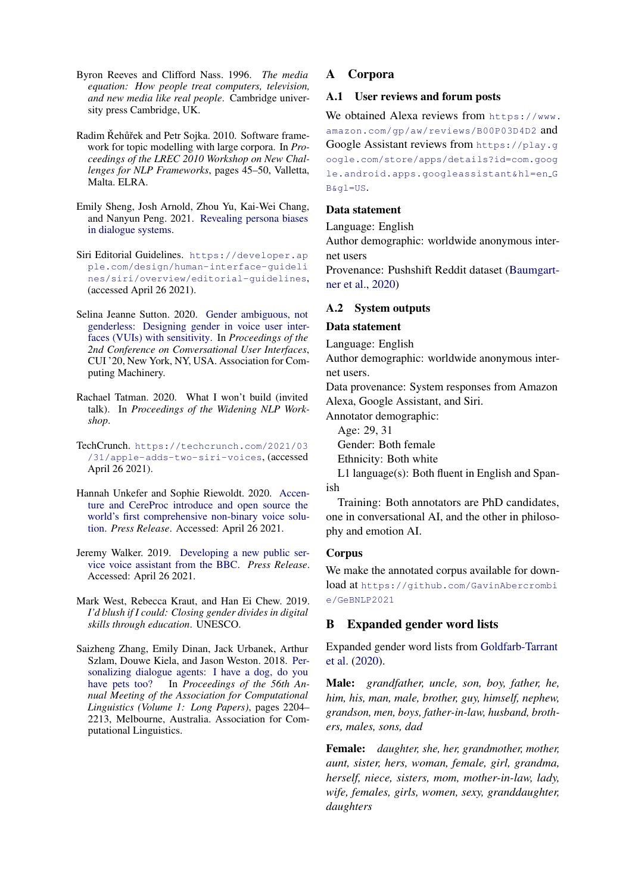Byron Reeves and Clifford Nass. 1996. *The media equation: How people treat computers, television, and new media like real people*. Cambridge university press Cambridge, UK.

Radim Řehůřek and Petr Sojka. 2010. Software framework for topic modelling with large corpora. In *Proceedings of the LREC 2010 Workshop on New Challenges for NLP Frameworks*, pages 45–50, Valletta, Malta. ELRA.

Emily Sheng, Josh Arnold, Zhou Yu, Kai-Wei Chang, and Nanyun Peng. 2021. Revealing persona biases in dialogue systems.

Siri Editorial Guidelines. https://developer.apple.com/design/human-interface-guidelines/siri/overview/editorial-guidelines, (accessed April 26 2021).

Selina Jeanne Sutton. 2020. Gender ambiguous, not genderless: Designing gender in voice user interfaces (VUIs) with sensitivity. In *Proceedings of the 2nd Conference on Conversational User Interfaces*, CUI '20, New York, NY, USA. Association for Computing Machinery.

Rachael Tatman. 2020. What I won't build (invited talk). In *Proceedings of the Widening NLP Workshop*.

TechCrunch. https://techcrunch.com/2021/03/31/apple-adds-two-siri-voices, (accessed April 26 2021).

Hannah Unkefer and Sophie Riewoldt. 2020. Accenture and CereProc introduce and open source the world's first comprehensive non-binary voice solution. *Press Release*. Accessed: April 26 2021.

Jeremy Walker. 2019. Developing a new public service voice assistant from the BBC. *Press Release*. Accessed: April 26 2021.

Mark West, Rebecca Kraut, and Han Ei Chew. 2019. *I'd blush if I could: Closing gender divides in digital skills through education*. UNESCO.

Saizheng Zhang, Emily Dinan, Jack Urbanek, Arthur Szlam, Douwe Kiela, and Jason Weston. 2018. Personalizing dialogue agents: I have a dog, do you have pets too? In *Proceedings of the 56th Annual Meeting of the Association for Computational Linguistics (Volume 1: Long Papers)*, pages 2204–2213, Melbourne, Australia. Association for Computational Linguistics.

# A Corpora

## A.1 User reviews and forum posts

We obtained Alexa reviews from https://www.amazon.com/gp/aw/reviews/B00P03D4D2 and Google Assistant reviews from https://play.google.com/store/apps/details?id=com.google.android.apps.googleassistant&hl=en_GB&gl=US.

### Data statement

Language: English
Author demographic: worldwide anonymous internet users
Provenance: Pushshift Reddit dataset (Baumgartner et al., 2020)

## A.2 System outputs

### Data statement

Language: English
Author demographic: worldwide anonymous internet users.
Data provenance: System responses from Amazon Alexa, Google Assistant, and Siri.
Annotator demographic:
  Age: 29, 31
  Gender: Both female
  Ethnicity: Both white
  L1 language(s): Both fluent in English and Spanish
  Training: Both annotators are PhD candidates, one in conversational AI, and the other in philosophy and emotion AI.

### Corpus

We make the annotated corpus available for download at https://github.com/GavinAbercrombie/GeBNLP2021

# B Expanded gender word lists

Expanded gender word lists from Goldfarb-Tarrant et al. (2020).

**Male:** *grandfather, uncle, son, boy, father, he, him, his, man, male, brother, guy, himself, nephew, grandson, men, boys, father-in-law, husband, brothers, males, sons, dad*

**Female:** *daughter, she, her, grandmother, mother, aunt, sister, hers, woman, female, girl, grandma, herself, niece, sisters, mom, mother-in-law, lady, wife, females, girls, women, sexy, granddaughter, daughters*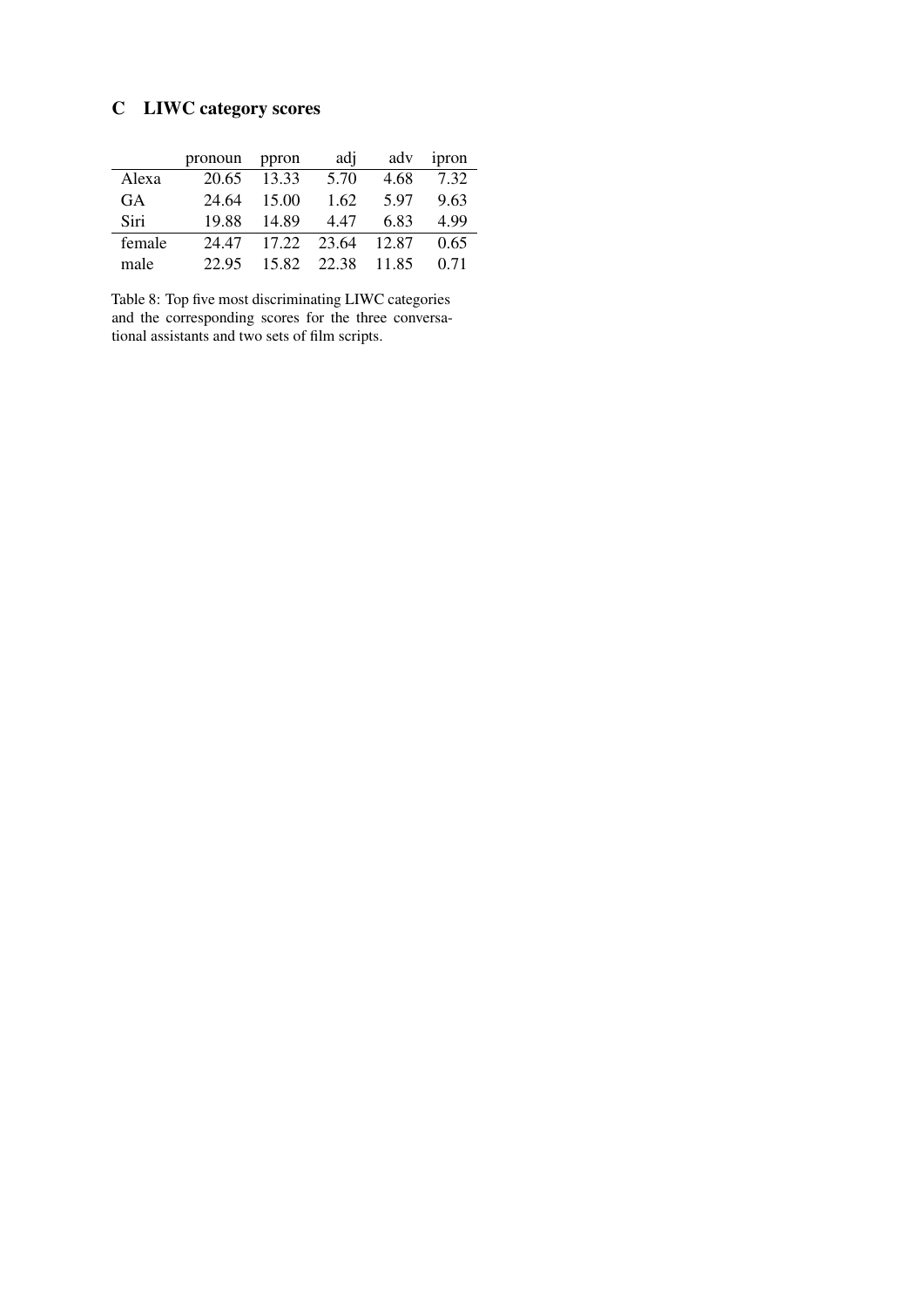## C LIWC category scores

| | pronoun | ppron | adj | adv | ipron |
|---|---|---|---|---|---|
| Alexa | 20.65 | 13.33 | 5.70 | 4.68 | 7.32 |
| GA | 24.64 | 15.00 | 1.62 | 5.97 | 9.63 |
| Siri | 19.88 | 14.89 | 4.47 | 6.83 | 4.99 |
| female | 24.47 | 17.22 | 23.64 | 12.87 | 0.65 |
| male | 22.95 | 15.82 | 22.38 | 11.85 | 0.71 |

Table 8: Top five most discriminating LIWC categories and the corresponding scores for the three conversational assistants and two sets of film scripts.